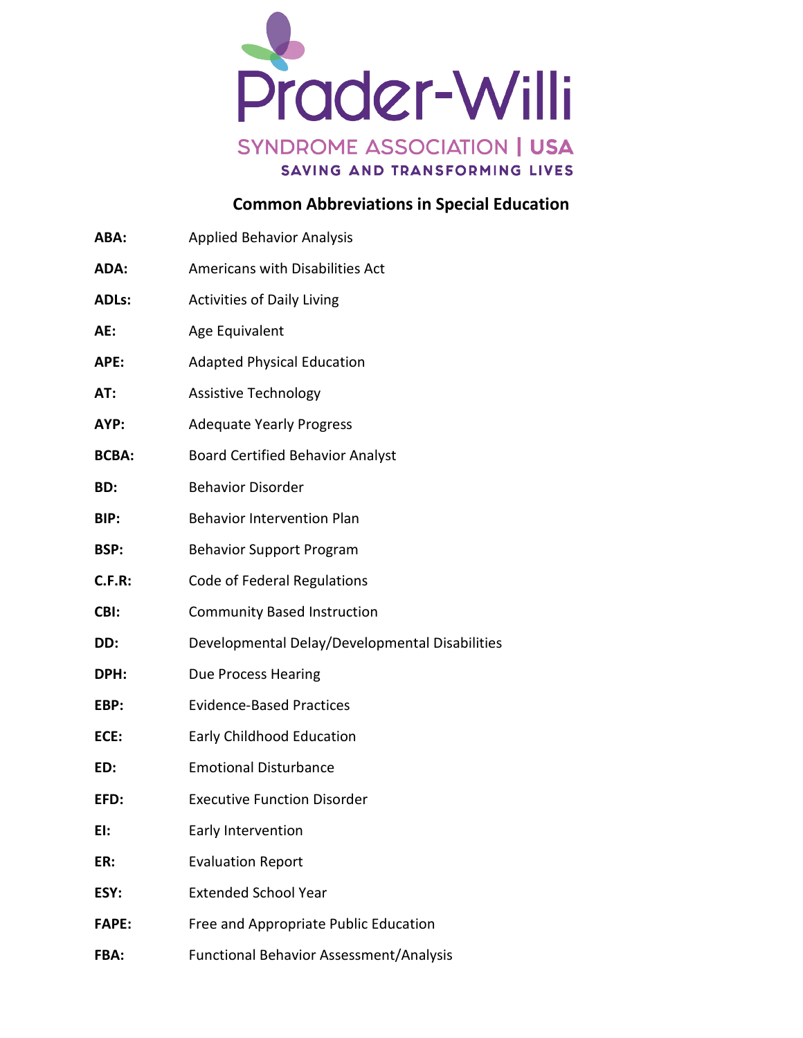Prader-Willi

SYNDROME ASSOCIATION | USA

SAVING AND TRANSFORMING LIVES

## Common Abbreviations in Special Education

**ABA:** Applied Behavior Analysis

**ADA:** Americans with Disabilities Act

**ADLs:** Activities of Daily Living

**AE:** Age Equivalent

**APE:** Adapted Physical Education

**AT:** Assistive Technology

**AYP:** Adequate Yearly Progress

**BCBA:** Board Certified Behavior Analyst

**BD:** Behavior Disorder

**BIP:** Behavior Intervention Plan

**BSP:** Behavior Support Program

**C.F.R:** Code of Federal Regulations

**CBI:** Community Based Instruction

**DD:** Developmental Delay/Developmental Disabilities

**DPH:** Due Process Hearing

**EBP:** Evidence-Based Practices

**ECE:** Early Childhood Education

**ED:** Emotional Disturbance

**EFD:** Executive Function Disorder

**EI:** Early Intervention

**ER:** Evaluation Report

**ESY:** Extended School Year

**FAPE:** Free and Appropriate Public Education

**FBA:** Functional Behavior Assessment/Analysis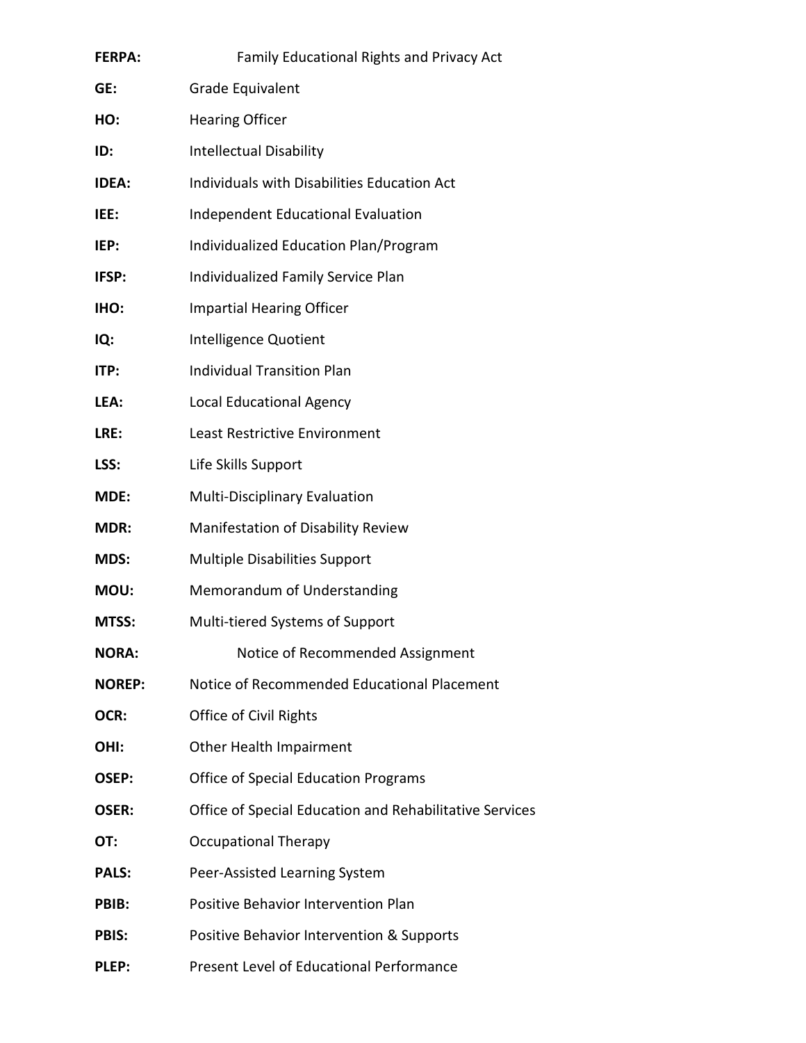**FERPA:** Family Educational Rights and Privacy Act

**GE:** Grade Equivalent

**HO:** Hearing Officer

**ID:** Intellectual Disability

**IDEA:** Individuals with Disabilities Education Act

**IEE:** Independent Educational Evaluation

**IEP:** Individualized Education Plan/Program

**IFSP:** Individualized Family Service Plan

**IHO:** Impartial Hearing Officer

**IQ:** Intelligence Quotient

**ITP:** Individual Transition Plan

**LEA:** Local Educational Agency

**LRE:** Least Restrictive Environment

**LSS:** Life Skills Support

**MDE:** Multi-Disciplinary Evaluation

**MDR:** Manifestation of Disability Review

**MDS:** Multiple Disabilities Support

**MOU:** Memorandum of Understanding

**MTSS:** Multi-tiered Systems of Support

**NORA:** Notice of Recommended Assignment

**NOREP:** Notice of Recommended Educational Placement

**OCR:** Office of Civil Rights

**OHI:** Other Health Impairment

**OSEP:** Office of Special Education Programs

**OSER:** Office of Special Education and Rehabilitative Services

**OT:** Occupational Therapy

**PALS:** Peer-Assisted Learning System

**PBIB:** Positive Behavior Intervention Plan

**PBIS:** Positive Behavior Intervention & Supports

**PLEP:** Present Level of Educational Performance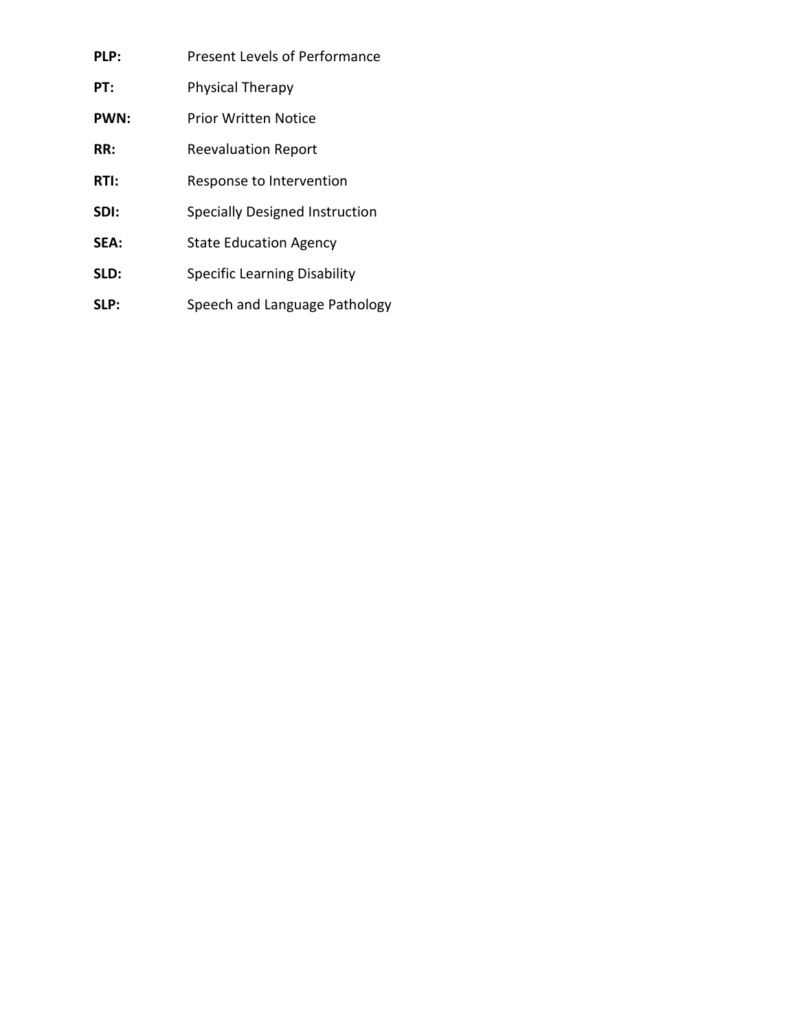**PLP:** Present Levels of Performance

**PT:** Physical Therapy

**PWN:** Prior Written Notice

**RR:** Reevaluation Report

**RTI:** Response to Intervention

**SDI:** Specially Designed Instruction

**SEA:** State Education Agency

**SLD:** Specific Learning Disability

**SLP:** Speech and Language Pathology